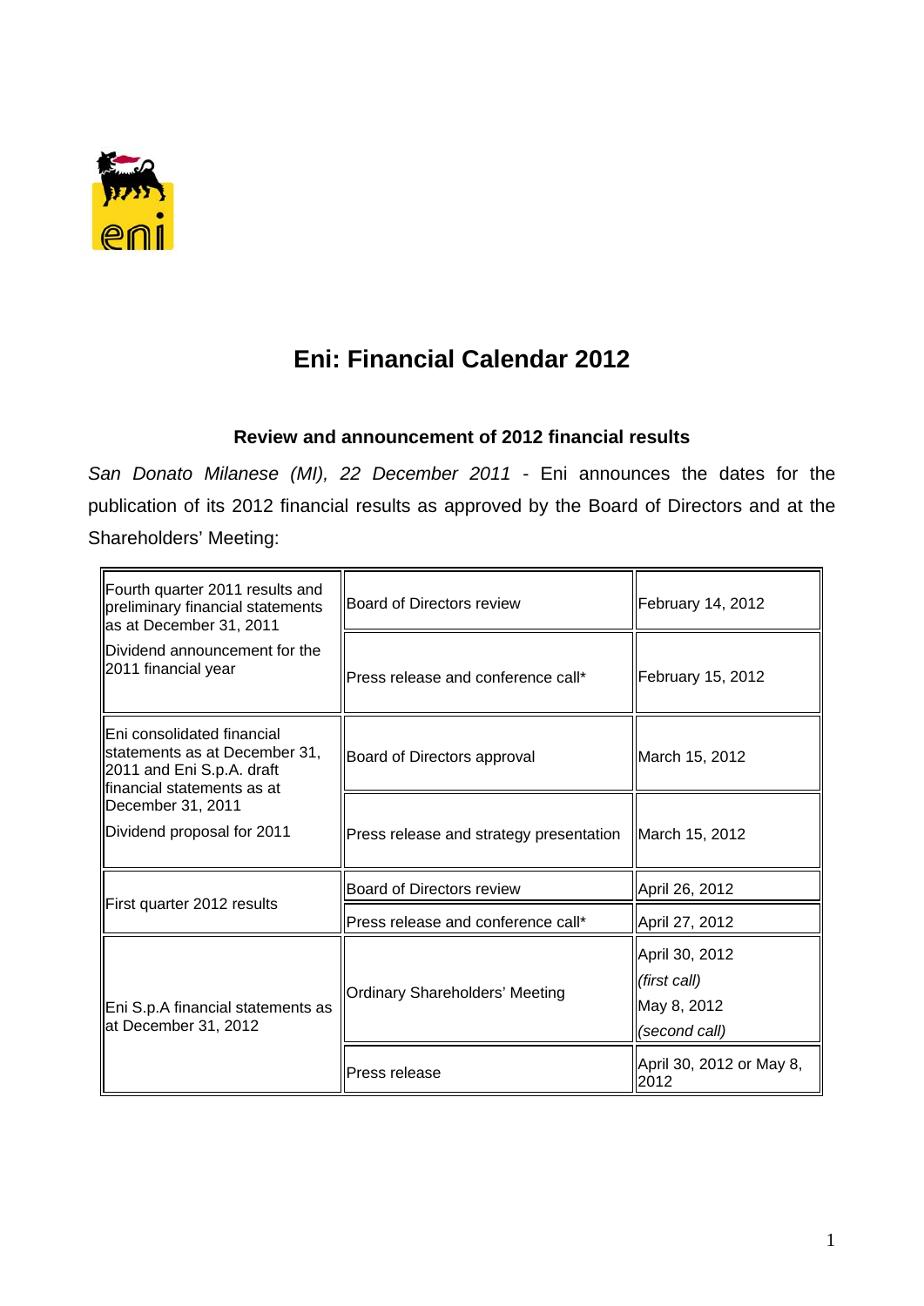# Eni: Financial Calendar 2012

### Review and announcement of 2012 financial results

*San Donato Milanese (MI), 22 December 2011* - Eni announces the dates for the publication of its 2012 financial results as approved by the Board of Directors and at the Shareholders' Meeting:

| | | |
|---|---|---|
| Fourth quarter 2011 results and preliminary financial statements as at December 31, 2011<br><br>Dividend announcement for the 2011 financial year | Board of Directors review | February 14, 2012 |
| | Press release and conference call* | February 15, 2012 |
| Eni consolidated financial statements as at December 31, 2011 and Eni S.p.A. draft financial statements as at December 31, 2011<br><br>Dividend proposal for 2011 | Board of Directors approval | March 15, 2012 |
| | Press release and strategy presentation | March 15, 2012 |
| First quarter 2012 results | Board of Directors review | April 26, 2012 |
| | Press release and conference call* | April 27, 2012 |
| Eni S.p.A financial statements as at December 31, 2012 | Ordinary Shareholders' Meeting | April 30, 2012<br>*(first call)*<br>May 8, 2012<br>*(second call)* |
| | Press release | April 30, 2012 or May 8, 2012 |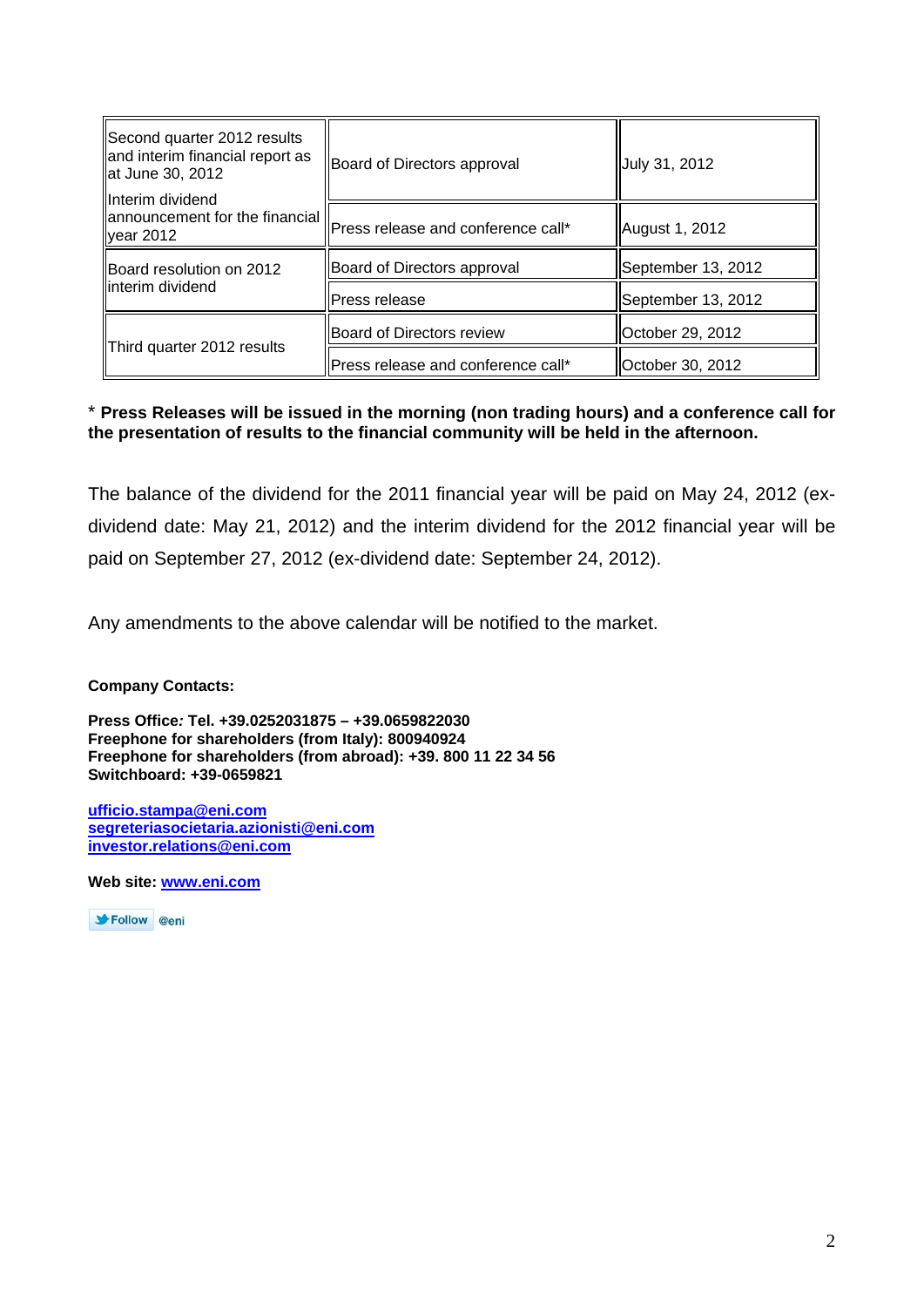| | | |
|---|---|---|
| Second quarter 2012 results and interim financial report as at June 30, 2012 Interim dividend announcement for the financial year 2012 | Board of Directors approval | July 31, 2012 |
| | Press release and conference call* | August 1, 2012 |
| Board resolution on 2012 interim dividend | Board of Directors approval | September 13, 2012 |
| | Press release | September 13, 2012 |
| Third quarter 2012 results | Board of Directors review | October 29, 2012 |
| | Press release and conference call* | October 30, 2012 |

\* **Press Releases will be issued in the morning (non trading hours) and a conference call for the presentation of results to the financial community will be held in the afternoon.**

The balance of the dividend for the 2011 financial year will be paid on May 24, 2012 (ex-dividend date: May 21, 2012) and the interim dividend for the 2012 financial year will be paid on September 27, 2012 (ex-dividend date: September 24, 2012).

Any amendments to the above calendar will be notified to the market.

**Company Contacts:**

**Press Office: Tel. +39.0252031875 – +39.0659822030**
**Freephone for shareholders (from Italy): 800940924**
**Freephone for shareholders (from abroad): +39. 800 11 22 34 56**
**Switchboard: +39-0659821**

**ufficio.stampa@eni.com**
**segreteriasocietaria.azionisti@eni.com**
**investor.relations@eni.com**

**Web site: www.eni.com**

Follow @eni